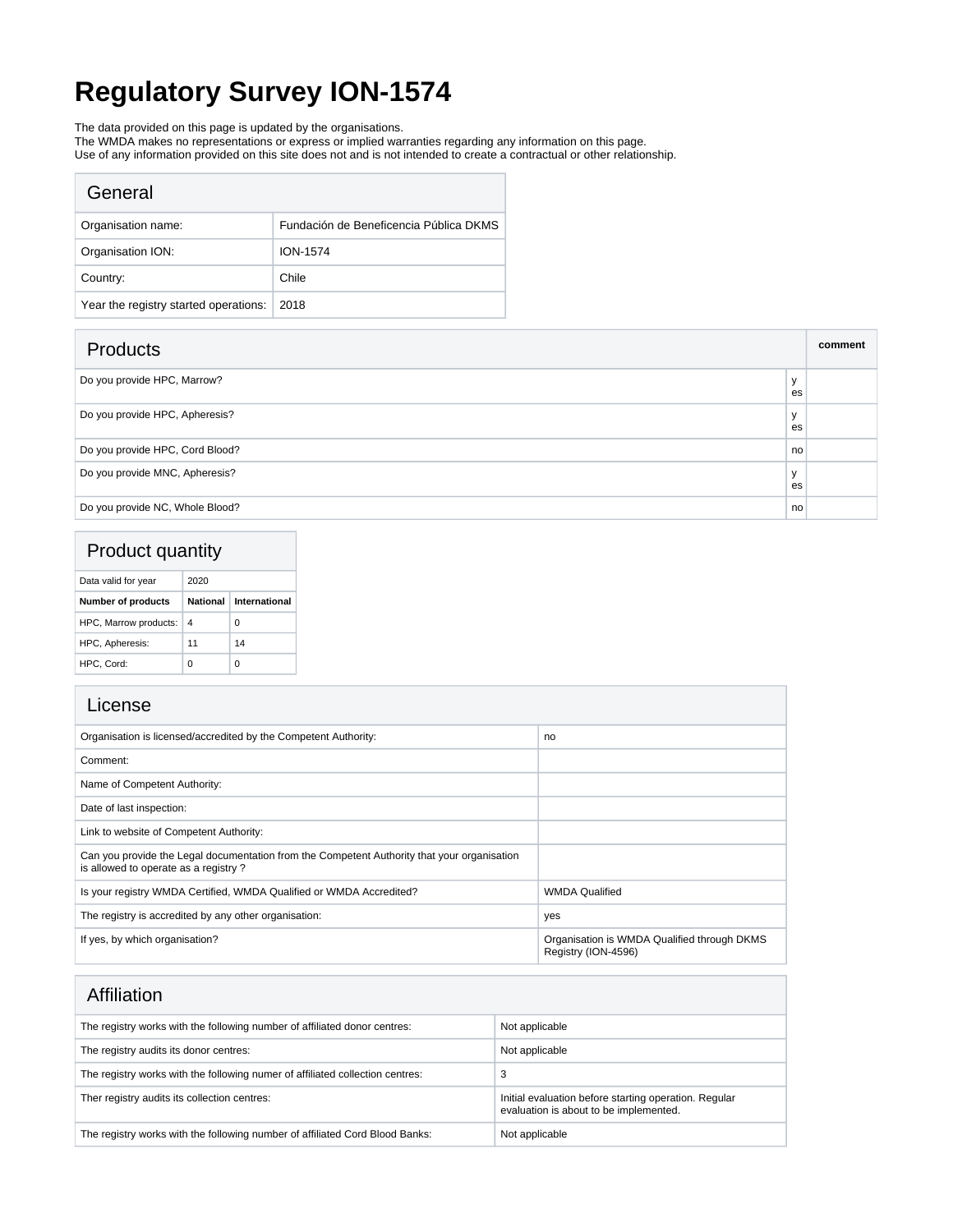# Regulatory Survey ION-1574

The data provided on this page is updated by the organisations.
The WMDA makes no representations or express or implied warranties regarding any information on this page.
Use of any information provided on this site does not and is not intended to create a contractual or other relationship.

| General | |
|---|---|
| Organisation name: | Fundación de Beneficencia Pública DKMS |
| Organisation ION: | ION-1574 |
| Country: | Chile |
| Year the registry started operations: | 2018 |

| Products | | comment |
|---|---|---|
| Do you provide HPC, Marrow? | yes | |
| Do you provide HPC, Apheresis? | yes | |
| Do you provide HPC, Cord Blood? | no | |
| Do you provide MNC, Apheresis? | yes | |
| Do you provide NC, Whole Blood? | no | |

| Product quantity | | |
|---|---|---|
| Data valid for year | 2020 | |
| **Number of products** | **National** | **International** |
| HPC, Marrow products: | 4 | 0 |
| HPC, Apheresis: | 11 | 14 |
| HPC, Cord: | 0 | 0 |

| License | |
|---|---|
| Organisation is licensed/accredited by the Competent Authority: | no |
| Comment: | |
| Name of Competent Authority: | |
| Date of last inspection: | |
| Link to website of Competent Authority: | |
| Can you provide the Legal documentation from the Competent Authority that your organisation is allowed to operate as a registry ? | |
| Is your registry WMDA Certified, WMDA Qualified or WMDA Accredited? | WMDA Qualified |
| The registry is accredited by any other organisation: | yes |
| If yes, by which organisation? | Organisation is WMDA Qualified through DKMS Registry (ION-4596) |

| Affiliation | |
|---|---|
| The registry works with the following number of affiliated donor centres: | Not applicable |
| The registry audits its donor centres: | Not applicable |
| The registry works with the following numer of affiliated collection centres: | 3 |
| Ther registry audits its collection centres: | Initial evaluation before starting operation. Regular evaluation is about to be implemented. |
| The registry works with the following number of affiliated Cord Blood Banks: | Not applicable |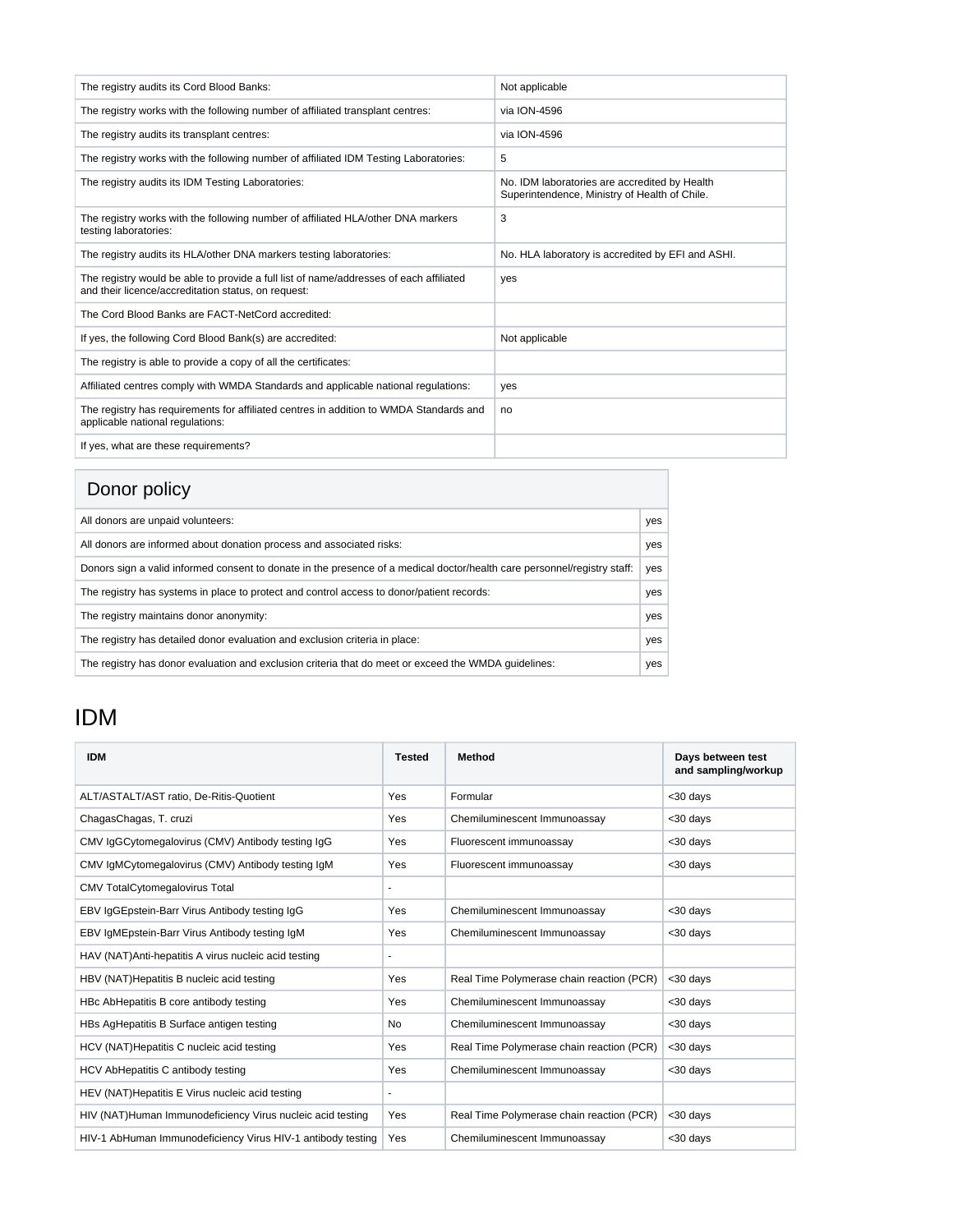| | |
|---|---|
| The registry audits its Cord Blood Banks: | Not applicable |
| The registry works with the following number of affiliated transplant centres: | via ION-4596 |
| The registry audits its transplant centres: | via ION-4596 |
| The registry works with the following number of affiliated IDM Testing Laboratories: | 5 |
| The registry audits its IDM Testing Laboratories: | No. IDM laboratories are accredited by Health Superintendence, Ministry of Health of Chile. |
| The registry works with the following number of affiliated HLA/other DNA markers testing laboratories: | 3 |
| The registry audits its HLA/other DNA markers testing laboratories: | No. HLA laboratory is accredited by EFI and ASHI. |
| The registry would be able to provide a full list of name/addresses of each affiliated and their licence/accreditation status, on request: | yes |
| The Cord Blood Banks are FACT-NetCord accredited: | |
| If yes, the following Cord Blood Bank(s) are accredited: | Not applicable |
| The registry is able to provide a copy of all the certificates: | |
| Affiliated centres comply with WMDA Standards and applicable national regulations: | yes |
| The registry has requirements for affiliated centres in addition to WMDA Standards and applicable national regulations: | no |
| If yes, what are these requirements? | |

## Donor policy

| | |
|---|---|
| All donors are unpaid volunteers: | yes |
| All donors are informed about donation process and associated risks: | yes |
| Donors sign a valid informed consent to donate in the presence of a medical doctor/health care personnel/registry staff: | yes |
| The registry has systems in place to protect and control access to donor/patient records: | yes |
| The registry maintains donor anonymity: | yes |
| The registry has detailed donor evaluation and exclusion criteria in place: | yes |
| The registry has donor evaluation and exclusion criteria that do meet or exceed the WMDA guidelines: | yes |

# IDM

| IDM | Tested | Method | Days between test and sampling/workup |
|---|---|---|---|
| ALT/ASTALT/AST ratio, De-Ritis-Quotient | Yes | Formular | <30 days |
| ChagasChagas, T. cruzi | Yes | Chemiluminescent Immunoassay | <30 days |
| CMV IgGCytomegalovirus (CMV) Antibody testing IgG | Yes | Fluorescent immunoassay | <30 days |
| CMV IgMCytomegalovirus (CMV) Antibody testing IgM | Yes | Fluorescent immunoassay | <30 days |
| CMV TotalCytomegalovirus Total | - | | |
| EBV IgGEpstein-Barr Virus Antibody testing IgG | Yes | Chemiluminescent Immunoassay | <30 days |
| EBV IgMEpstein-Barr Virus Antibody testing IgM | Yes | Chemiluminescent Immunoassay | <30 days |
| HAV (NAT)Anti-hepatitis A virus nucleic acid testing | - | | |
| HBV (NAT)Hepatitis B nucleic acid testing | Yes | Real Time Polymerase chain reaction (PCR) | <30 days |
| HBc AbHepatitis B core antibody testing | Yes | Chemiluminescent Immunoassay | <30 days |
| HBs AgHepatitis B Surface antigen testing | No | Chemiluminescent Immunoassay | <30 days |
| HCV (NAT)Hepatitis C nucleic acid testing | Yes | Real Time Polymerase chain reaction (PCR) | <30 days |
| HCV AbHepatitis C antibody testing | Yes | Chemiluminescent Immunoassay | <30 days |
| HEV (NAT)Hepatitis E Virus nucleic acid testing | - | | |
| HIV (NAT)Human Immunodeficiency Virus nucleic acid testing | Yes | Real Time Polymerase chain reaction (PCR) | <30 days |
| HIV-1 AbHuman Immunodeficiency Virus HIV-1 antibody testing | Yes | Chemiluminescent Immunoassay | <30 days |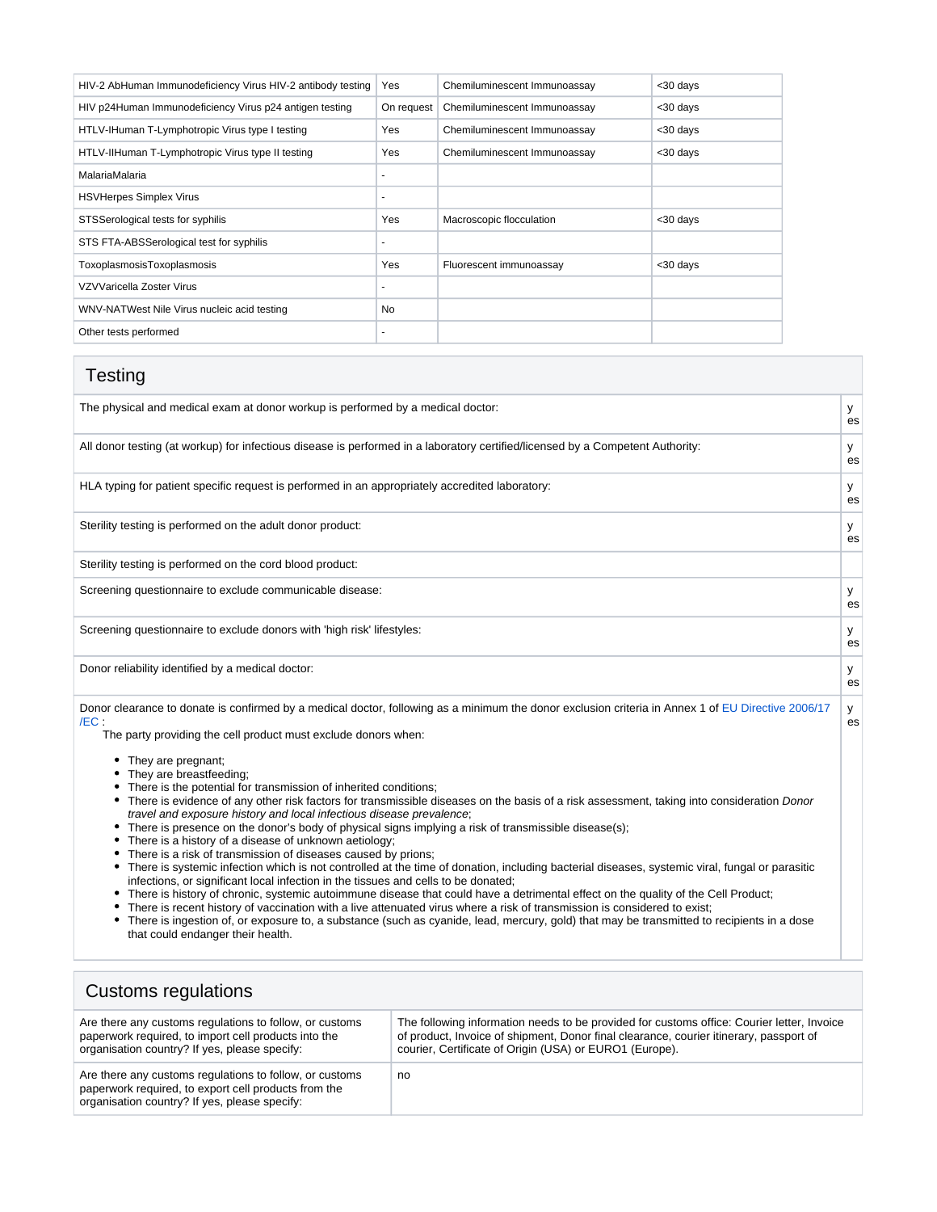| | | | |
|---|---|---|---|
| HIV-2 AbHuman Immunodeficiency Virus HIV-2 antibody testing | Yes | Chemiluminescent Immunoassay | <30 days |
| HIV p24Human Immunodeficiency Virus p24 antigen testing | On request | Chemiluminescent Immunoassay | <30 days |
| HTLV-IHuman T-Lymphotropic Virus type I testing | Yes | Chemiluminescent Immunoassay | <30 days |
| HTLV-IIHuman T-Lymphotropic Virus type II testing | Yes | Chemiluminescent Immunoassay | <30 days |
| MalariaMalaria | - | | |
| HSVHerpes Simplex Virus | - | | |
| STSSerological tests for syphilis | Yes | Macroscopic flocculation | <30 days |
| STS FTA-ABSSerological test for syphilis | - | | |
| ToxoplasmosisToxoplasmosis | Yes | Fluorescent immunoassay | <30 days |
| VZVVaricella Zoster Virus | - | | |
| WNV-NATWest Nile Virus nucleic acid testing | No | | |
| Other tests performed | - | | |

## Testing

| | |
|---|---|
| The physical and medical exam at donor workup is performed by a medical doctor: | yes |
| All donor testing (at workup) for infectious disease is performed in a laboratory certified/licensed by a Competent Authority: | yes |
| HLA typing for patient specific request is performed in an appropriately accredited laboratory: | yes |
| Sterility testing is performed on the adult donor product: | yes |
| Sterility testing is performed on the cord blood product: | |
| Screening questionnaire to exclude communicable disease: | yes |
| Screening questionnaire to exclude donors with 'high risk' lifestyles: | yes |
| Donor reliability identified by a medical doctor: | yes |
| Donor clearance to donate is confirmed by a medical doctor, following as a minimum the donor exclusion criteria in Annex 1 of EU Directive 2006/17/EC : The party providing the cell product must exclude donors when: <ul><li>They are pregnant;</li><li>They are breastfeeding;</li><li>There is the potential for transmission of inherited conditions;</li><li>There is evidence of any other risk factors for transmissible diseases on the basis of a risk assessment, taking into consideration *Donor travel and exposure history and local infectious disease prevalence*;</li><li>There is presence on the donor's body of physical signs implying a risk of transmissible disease(s);</li><li>There is a history of a disease of unknown aetiology;</li><li>There is a risk of transmission of diseases caused by prions;</li><li>There is systemic infection which is not controlled at the time of donation, including bacterial diseases, systemic viral, fungal or parasitic infections, or significant local infection in the tissues and cells to be donated;</li><li>There is history of chronic, systemic autoimmune disease that could have a detrimental effect on the quality of the Cell Product;</li><li>There is recent history of vaccination with a live attenuated virus where a risk of transmission is considered to exist;</li><li>There is ingestion of, or exposure to, a substance (such as cyanide, lead, mercury, gold) that may be transmitted to recipients in a dose that could endanger their health.</li></ul> | yes |

## Customs regulations

| | |
|---|---|
| Are there any customs regulations to follow, or customs paperwork required, to import cell products into the organisation country? If yes, please specify: | The following information needs to be provided for customs office: Courier letter, Invoice of product, Invoice of shipment, Donor final clearance, courier itinerary, passport of courier, Certificate of Origin (USA) or EURO1 (Europe). |
| Are there any customs regulations to follow, or customs paperwork required, to export cell products from the organisation country? If yes, please specify: | no |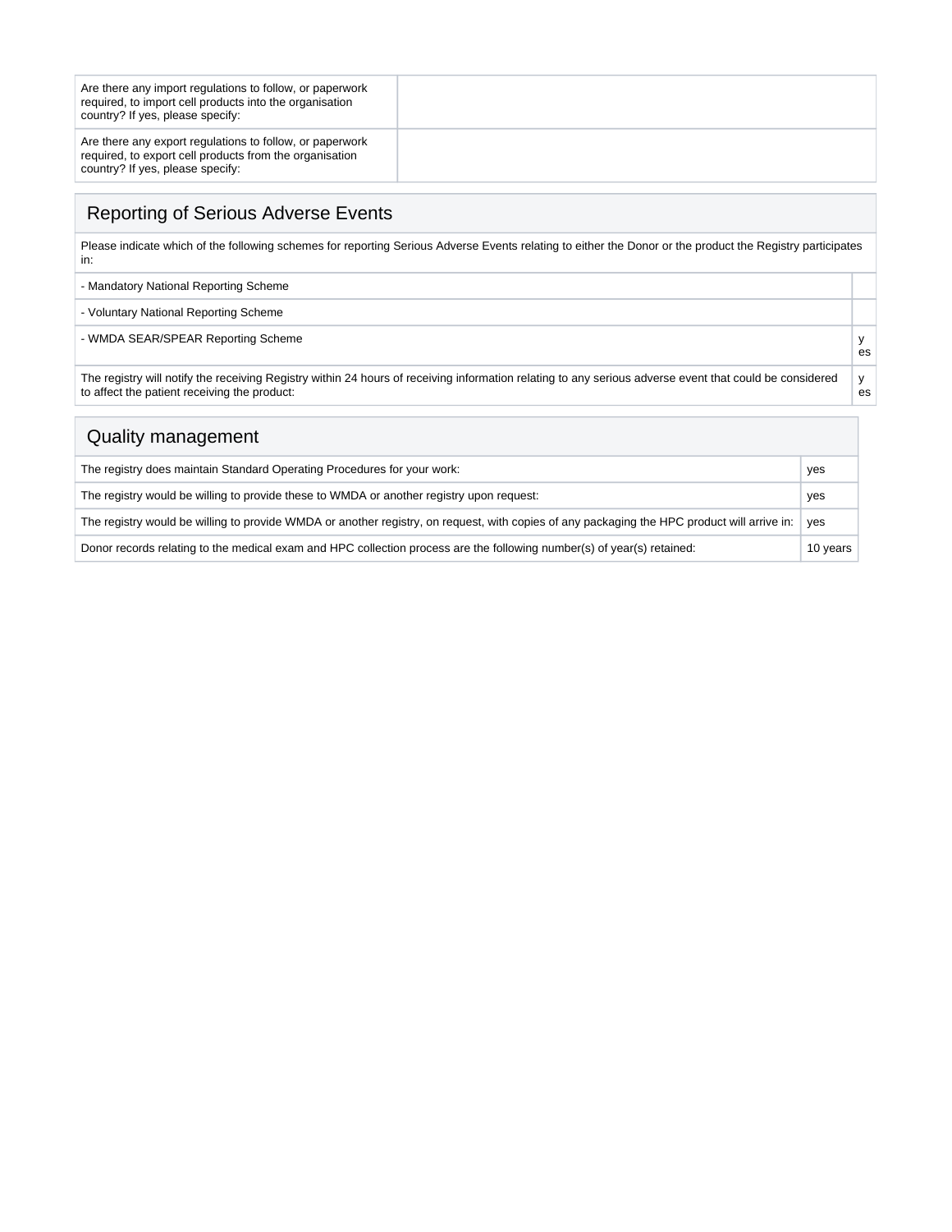| | |
|---|---|
| Are there any import regulations to follow, or paperwork required, to import cell products into the organisation country? If yes, please specify: | |
| Are there any export regulations to follow, or paperwork required, to export cell products from the organisation country? If yes, please specify: | |

## Reporting of Serious Adverse Events

Please indicate which of the following schemes for reporting Serious Adverse Events relating to either the Donor or the product the Registry participates in:

| | |
|---|---|
| - Mandatory National Reporting Scheme | |
| - Voluntary National Reporting Scheme | |
| - WMDA SEAR/SPEAR Reporting Scheme | yes |
| The registry will notify the receiving Registry within 24 hours of receiving information relating to any serious adverse event that could be considered to affect the patient receiving the product: | yes |

## Quality management

| | |
|---|---|
| The registry does maintain Standard Operating Procedures for your work: | yes |
| The registry would be willing to provide these to WMDA or another registry upon request: | yes |
| The registry would be willing to provide WMDA or another registry, on request, with copies of any packaging the HPC product will arrive in: | yes |
| Donor records relating to the medical exam and HPC collection process are the following number(s) of year(s) retained: | 10 years |